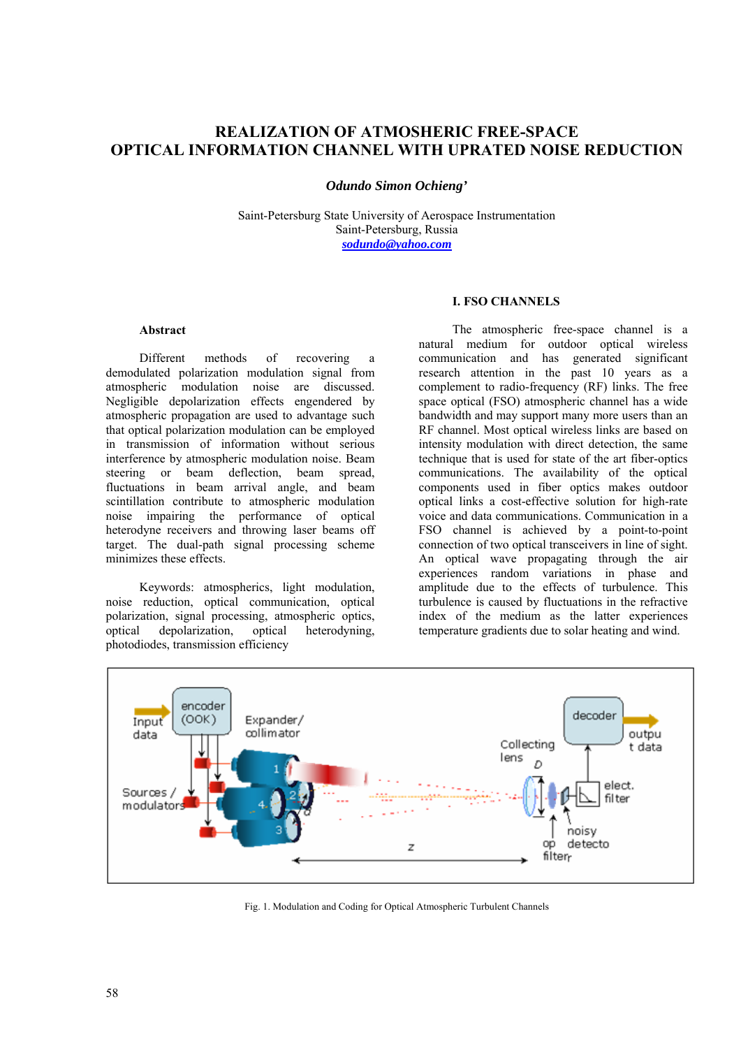# REALIZATION OF ATMOSHERIC FREE-SPACE OPTICAL INFORMATION CHANNEL WITH UPRATED NOISE REDUCTION

***Odundo Simon Ochieng'***

Saint-Petersburg State University of Aerospace Instrumentation
Saint-Petersburg, Russia
sodundo@yahoo.com

### Abstract

Different methods of recovering a demodulated polarization modulation signal from atmospheric modulation noise are discussed. Negligible depolarization effects engendered by atmospheric propagation are used to advantage such that optical polarization modulation can be employed in transmission of information without serious interference by atmospheric modulation noise. Beam steering or beam deflection, beam spread, fluctuations in beam arrival angle, and beam scintillation contribute to atmospheric modulation noise impairing the performance of optical heterodyne receivers and throwing laser beams off target. The dual-path signal processing scheme minimizes these effects.

Keywords: atmospherics, light modulation, noise reduction, optical communication, optical polarization, signal processing, atmospheric optics, optical depolarization, optical heterodyning, photodiodes, transmission efficiency

## I. FSO CHANNELS

The atmospheric free-space channel is a natural medium for outdoor optical wireless communication and has generated significant research attention in the past 10 years as a complement to radio-frequency (RF) links. The free space optical (FSO) atmospheric channel has a wide bandwidth and may support many more users than an RF channel. Most optical wireless links are based on intensity modulation with direct detection, the same technique that is used for state of the art fiber-optics communications. The availability of the optical components used in fiber optics makes outdoor optical links a cost-effective solution for high-rate voice and data communications. Communication in a FSO channel is achieved by a point-to-point connection of two optical transceivers in line of sight. An optical wave propagating through the air experiences random variations in phase and amplitude due to the effects of turbulence. This turbulence is caused by fluctuations in the refractive index of the medium as the latter experiences temperature gradients due to solar heating and wind.

Fig. 1. Modulation and Coding for Optical Atmospheric Turbulent Channels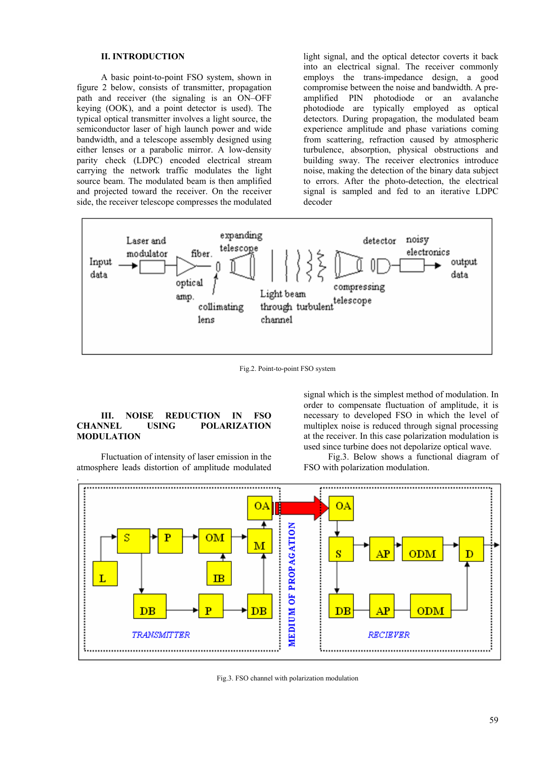## II. INTRODUCTION

A basic point-to-point FSO system, shown in figure 2 below, consists of transmitter, propagation path and receiver (the signaling is an ON–OFF keying (OOK), and a point detector is used). The typical optical transmitter involves a light source, the semiconductor laser of high launch power and wide bandwidth, and a telescope assembly designed using either lenses or a parabolic mirror. A low-density parity check (LDPC) encoded electrical stream carrying the network traffic modulates the light source beam. The modulated beam is then amplified and projected toward the receiver. On the receiver side, the receiver telescope compresses the modulated light signal, and the optical detector coverts it back into an electrical signal. The receiver commonly employs the trans-impedance design, a good compromise between the noise and bandwidth. A pre-amplified PIN photodiode or an avalanche photodiode are typically employed as optical detectors. During propagation, the modulated beam experience amplitude and phase variations coming from scattering, refraction caused by atmospheric turbulence, absorption, physical obstructions and building sway. The receiver electronics introduce noise, making the detection of the binary data subject to errors. After the photo-detection, the electrical signal is sampled and fed to an iterative LDPC decoder

Fig.2. Point-to-point FSO system

## III. NOISE REDUCTION IN FSO CHANNEL USING POLARIZATION MODULATION

Fluctuation of intensity of laser emission in the atmosphere leads distortion of amplitude modulated signal which is the simplest method of modulation. In order to compensate fluctuation of amplitude, it is necessary to developed FSO in which the level of multiplex noise is reduced through signal processing at the receiver. In this case polarization modulation is used since turbine does not depolarize optical wave.

Fig.3. Below shows a functional diagram of FSO with polarization modulation.

Fig.3. FSO channel with polarization modulation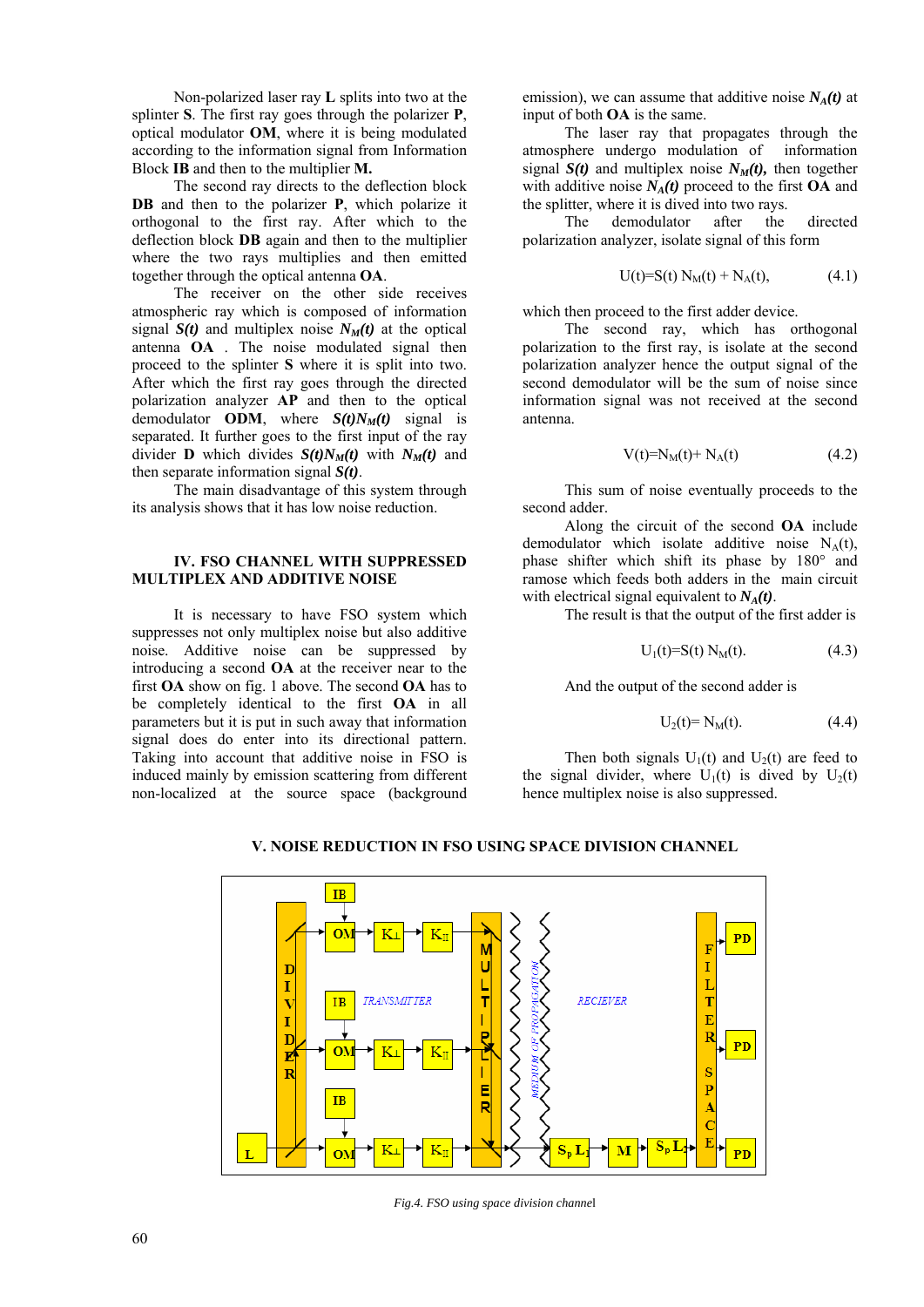Non-polarized laser ray **L** splits into two at the splinter **S**. The first ray goes through the polarizer **P**, optical modulator **OM**, where it is being modulated according to the information signal from Information Block **IB** and then to the multiplier **M.**

The second ray directs to the deflection block **DB** and then to the polarizer **P**, which polarize it orthogonal to the first ray. After which the deflection block **DB** again and then to the multiplier where the two rays multiplies and then emitted together through the optical antenna **OA**.

The receiver on the other side receives atmospheric ray which is composed of information signal ***S(t)*** and multiplex noise ***$N_M(t)$*** at the optical antenna **OA** . The noise modulated signal then proceed to the splinter **S** where it is split into two. After which the first ray goes through the directed polarization analyzer **AP** and then to the optical demodulator **ODM**, where ***$S(t)N_M(t)$*** signal is separated. It further goes to the first input of the ray divider **D** which divides ***$S(t)N_M(t)$*** with ***$N_M(t)$*** and then separate information signal ***S(t)***.

The main disadvantage of this system through its analysis shows that it has low noise reduction.

## IV. FSO CHANNEL WITH SUPPRESSED MULTIPLEX AND ADDITIVE NOISE

It is necessary to have FSO system which suppresses not only multiplex noise but also additive noise. Additive noise can be suppressed by introducing a second **OA** at the receiver near to the first **OA** show on fig. 1 above. The second **OA** has to be completely identical to the first **OA** in all parameters but it is put in such away that information signal does do enter into its directional pattern. Taking into account that additive noise in FSO is induced mainly by emission scattering from different non-localized at the source space (background emission), we can assume that additive noise ***$N_A(t)$*** at input of both **OA** is the same.

The laser ray that propagates through the atmosphere undergo modulation of information signal ***S(t)*** and multiplex noise ***$N_M(t)$,*** then together with additive noise ***$N_A(t)$*** proceed to the first **OA** and the splitter, where it is dived into two rays.

The demodulator after the directed polarization analyzer, isolate signal of this form

$$U(t)=S(t)\,N_M(t) + N_A(t), \tag{4.1}$$

which then proceed to the first adder device.

The second ray, which has orthogonal polarization to the first ray, is isolate at the second polarization analyzer hence the output signal of the second demodulator will be the sum of noise since information signal was not received at the second antenna.

$$V(t)=N_M(t)+ N_A(t) \tag{4.2}$$

This sum of noise eventually proceeds to the second adder.

Along the circuit of the second **OA** include demodulator which isolate additive noise $N_A(t)$, phase shifter which shift its phase by 180° and ramose which feeds both adders in the main circuit with electrical signal equivalent to ***$N_A(t)$***.

The result is that the output of the first adder is

$$U_1(t)=S(t)\,N_M(t). \tag{4.3}$$

And the output of the second adder is

$$U_2(t)= N_M(t). \tag{4.4}$$

Then both signals $U_1(t)$ and $U_2(t)$ are feed to the signal divider, where $U_1(t)$ is dived by $U_2(t)$ hence multiplex noise is also suppressed.

## V. NOISE REDUCTION IN FSO USING SPACE DIVISION CHANNEL

*Fig.4. FSO using space division channel*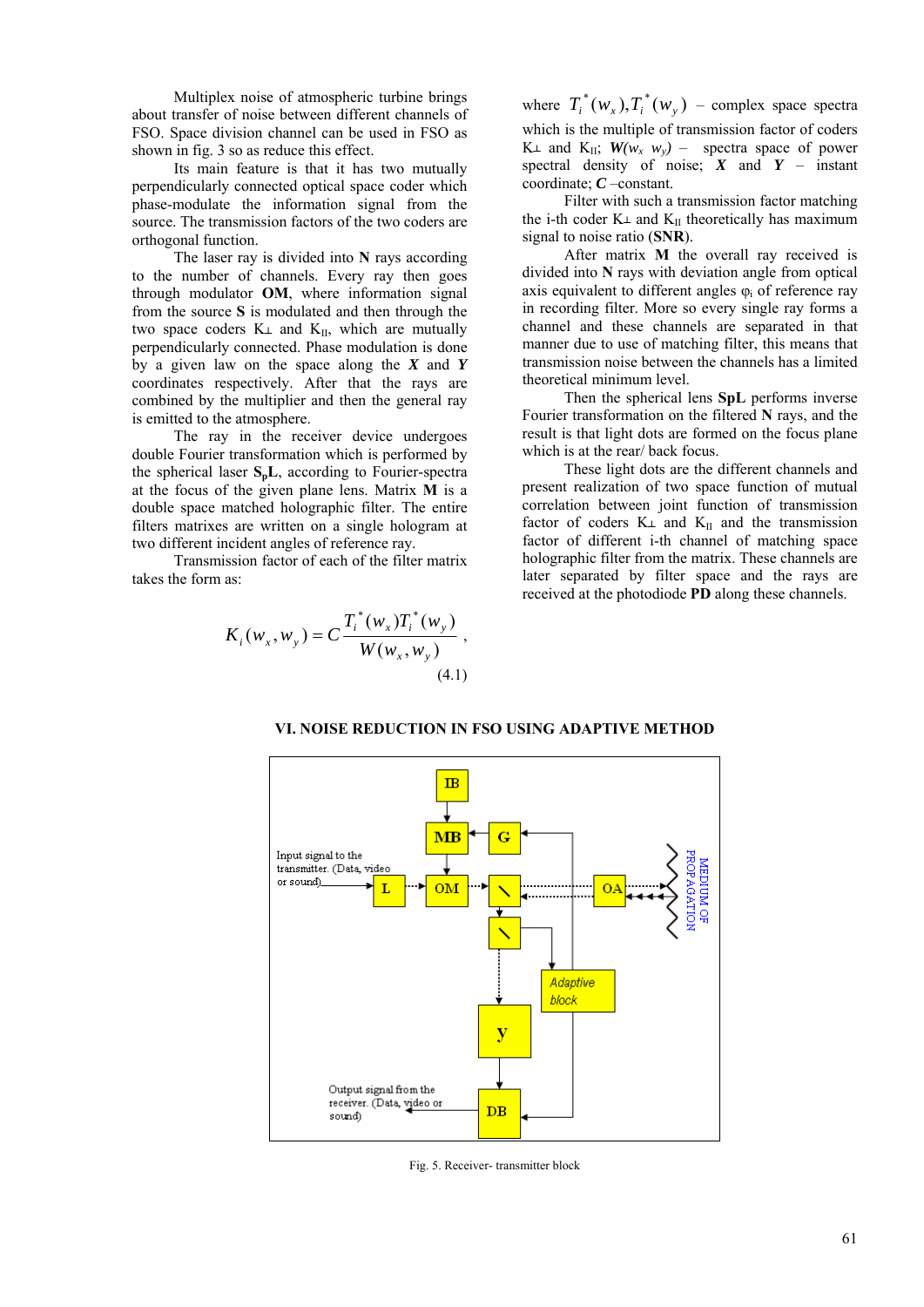Multiplex noise of atmospheric turbine brings about transfer of noise between different channels of FSO. Space division channel can be used in FSO as shown in fig. 3 so as reduce this effect.

Its main feature is that it has two mutually perpendicularly connected optical space coder which phase-modulate the information signal from the source. The transmission factors of the two coders are orthogonal function.

The laser ray is divided into **N** rays according to the number of channels. Every ray then goes through modulator **OM**, where information signal from the source **S** is modulated and then through the two space coders $K_{\perp}$ and $K_{II}$, which are mutually perpendicularly connected. Phase modulation is done by a given law on the space along the ***X*** and ***Y*** coordinates respectively. After that the rays are combined by the multiplier and then the general ray is emitted to the atmosphere.

The ray in the receiver device undergoes double Fourier transformation which is performed by the spherical laser $\mathbf{S_pL}$, according to Fourier-spectra at the focus of the given plane lens. Matrix **M** is a double space matched holographic filter. The entire filters matrixes are written on a single hologram at two different incident angles of reference ray.

Transmission factor of each of the filter matrix takes the form as:

$$K_i(w_x, w_y) = C\frac{T_i^*(w_x)T_i^*(w_y)}{W(w_x, w_y)}, \tag{4.1}$$

where $T_i^*(w_x), T_i^*(w_y)$ – complex space spectra which is the multiple of transmission factor of coders $K_{\perp}$ and $K_{II}$; $W(w_x\ w_y)$ – spectra space of power spectral density of noise; ***X*** and ***Y*** – instant coordinate; ***C*** –constant.

Filter with such a transmission factor matching the i-th coder $K_{\perp}$ and $K_{II}$ theoretically has maximum signal to noise ratio (**SNR**).

After matrix **M** the overall ray received is divided into **N** rays with deviation angle from optical axis equivalent to different angles $\varphi_i$ of reference ray in recording filter. More so every single ray forms a channel and these channels are separated in that manner due to use of matching filter, this means that transmission noise between the channels has a limited theoretical minimum level.

Then the spherical lens **SpL** performs inverse Fourier transformation on the filtered **N** rays, and the result is that light dots are formed on the focus plane which is at the rear/ back focus.

These light dots are the different channels and present realization of two space function of mutual correlation between joint function of transmission factor of coders $K_{\perp}$ and $K_{II}$ and the transmission factor of different i-th channel of matching space holographic filter from the matrix. These channels are later separated by filter space and the rays are received at the photodiode **PD** along these channels.

## VI. NOISE REDUCTION IN FSO USING ADAPTIVE METHOD

Fig. 5. Receiver- transmitter block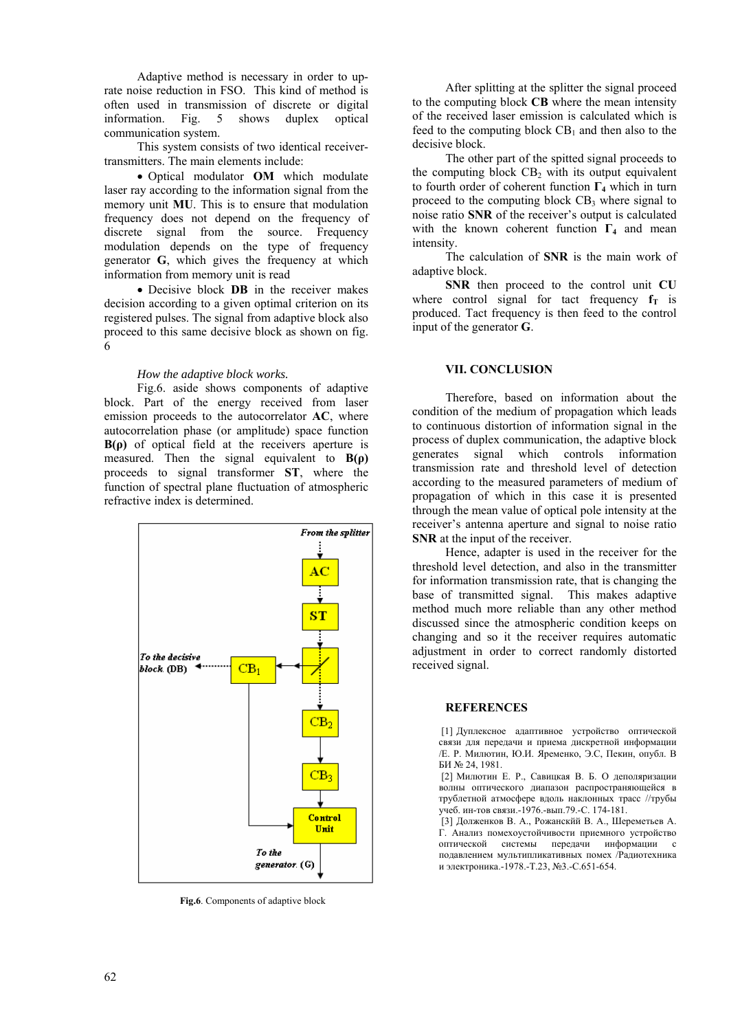Adaptive method is necessary in order to uprate noise reduction in FSO. This kind of method is often used in transmission of discrete or digital information. Fig. 5 shows duplex optical communication system.

This system consists of two identical receiver-transmitters. The main elements include:

- Optical modulator **OM** which modulate laser ray according to the information signal from the memory unit **MU**. This is to ensure that modulation frequency does not depend on the frequency of discrete signal from the source. Frequency modulation depends on the type of frequency generator **G**, which gives the frequency at which information from memory unit is read
- Decisive block **DB** in the receiver makes decision according to a given optimal criterion on its registered pulses. The signal from adaptive block also proceed to this same decisive block as shown on fig. 6

*How the adaptive block works.*

Fig.6. aside shows components of adaptive block. Part of the energy received from laser emission proceeds to the autocorrelator **AC**, where autocorrelation phase (or amplitude) space function **B(ρ)** of optical field at the receivers aperture is measured. Then the signal equivalent to **B(ρ)** proceeds to signal transformer **ST**, where the function of spectral plane fluctuation of atmospheric refractive index is determined.

From the splitter

AC

ST

To the decisive block (DB)

$CB_1$

$CB_2$

$CB_3$

Control Unit

To the generator (G)

**Fig.6**. Components of adaptive block

After splitting at the splitter the signal proceed to the computing block **CB** where the mean intensity of the received laser emission is calculated which is feed to the computing block $CB_1$ and then also to the decisive block.

The other part of the spitted signal proceeds to the computing block $CB_2$ with its output equivalent to fourth order of coherent function $\mathbf{\Gamma_4}$ which in turn proceed to the computing block $CB_3$ where signal to noise ratio **SNR** of the receiver's output is calculated with the known coherent function $\mathbf{\Gamma_4}$ and mean intensity.

The calculation of **SNR** is the main work of adaptive block.

**SNR** then proceed to the control unit **CU** where control signal for tact frequency $\mathbf{f_T}$ is produced. Tact frequency is then feed to the control input of the generator **G**.

## VII. CONCLUSION

Therefore, based on information about the condition of the medium of propagation which leads to continuous distortion of information signal in the process of duplex communication, the adaptive block generates signal which controls information transmission rate and threshold level of detection according to the measured parameters of medium of propagation of which in this case it is presented through the mean value of optical pole intensity at the receiver's antenna aperture and signal to noise ratio **SNR** at the input of the receiver.

Hence, adapter is used in the receiver for the threshold level detection, and also in the transmitter for information transmission rate, that is changing the base of transmitted signal. This makes adaptive method much more reliable than any other method discussed since the atmospheric condition keeps on changing and so it the receiver requires automatic adjustment in order to correct randomly distorted received signal.

## REFERENCES

[1] Дуплексное адаптивное устройство оптической связи для передачи и приема дискретной информации /Е. Р. Милютин, Ю.И. Яременко, Э.С, Пекин, опубл. В БИ № 24, 1981.

[2] Милютин Е. Р., Савицкая В. Б. О деполяризации волны оптического диапазон распространяющейся в трублетной атмосфере вдоль наклонных трасс //трубы учеб. ин-тов связи.-1976.-вып.79.-С. 174-181.

[3] Долженков В. А., Рожанскйй В. А., Шереметьев А. Г. Анализ помехоустойчивости приемного устройство оптической системы передачи информации с подавлением мультипликативных помех /Радиотехника и электроника.-1978.-Т.23, №3.-С.651-654.